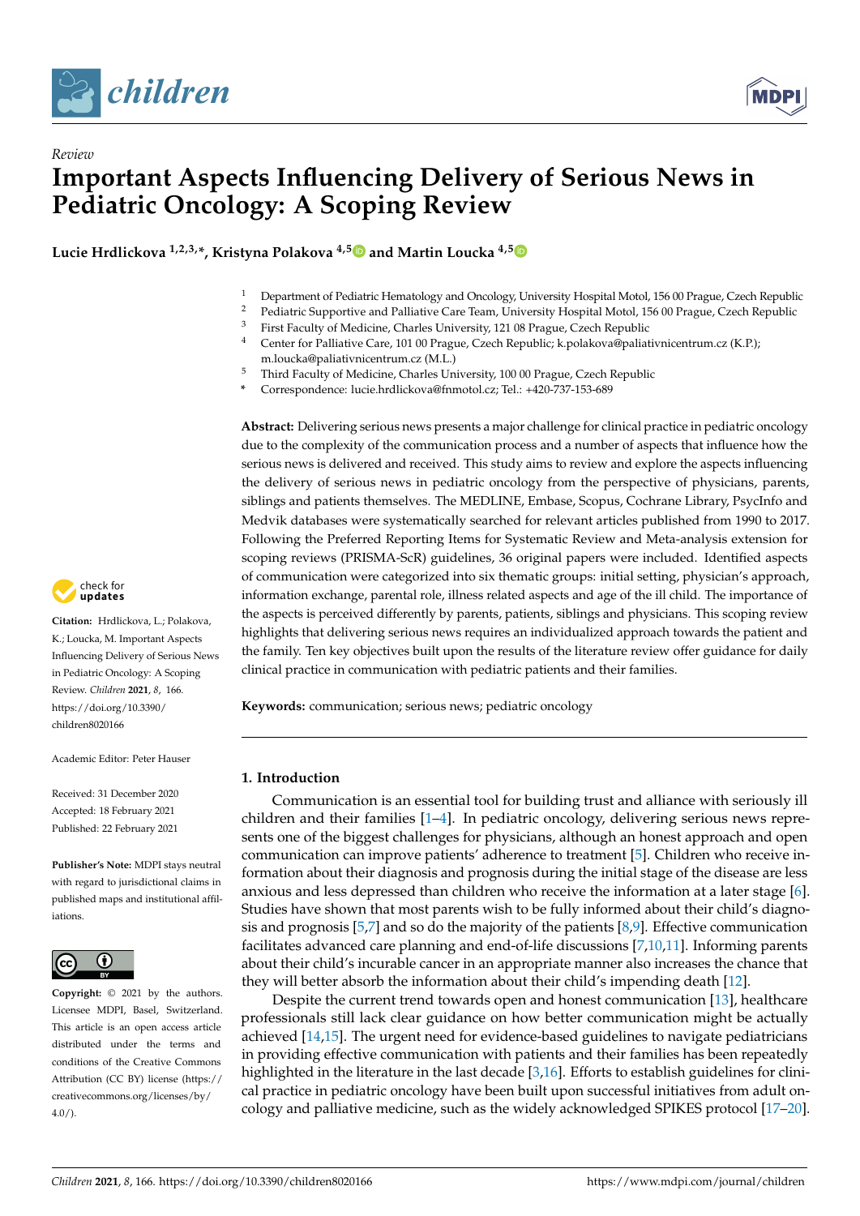*Review*

# Important Aspects Influencing Delivery of Serious News in Pediatric Oncology: A Scoping Review

**Lucie Hrdlickova [1,2,3,*], Kristyna Polakova [4,5] and Martin Loucka [4,5]**

1. Department of Pediatric Hematology and Oncology, University Hospital Motol, 156 00 Prague, Czech Republic
2. Pediatric Supportive and Palliative Care Team, University Hospital Motol, 156 00 Prague, Czech Republic
3. First Faculty of Medicine, Charles University, 121 08 Prague, Czech Republic
4. Center for Palliative Care, 101 00 Prague, Czech Republic; k.polakova@paliativnicentrum.cz (K.P.); m.loucka@paliativnicentrum.cz (M.L.)
5. Third Faculty of Medicine, Charles University, 100 00 Prague, Czech Republic

\* Correspondence: lucie.hrdlickova@fnmotol.cz; Tel.: +420-737-153-689

**Abstract:** Delivering serious news presents a major challenge for clinical practice in pediatric oncology due to the complexity of the communication process and a number of aspects that influence how the serious news is delivered and received. This study aims to review and explore the aspects influencing the delivery of serious news in pediatric oncology from the perspective of physicians, parents, siblings and patients themselves. The MEDLINE, Embase, Scopus, Cochrane Library, PsycInfo and Medvik databases were systematically searched for relevant articles published from 1990 to 2017. Following the Preferred Reporting Items for Systematic Review and Meta-analysis extension for scoping reviews (PRISMA-ScR) guidelines, 36 original papers were included. Identified aspects of communication were categorized into six thematic groups: initial setting, physician's approach, information exchange, parental role, illness related aspects and age of the ill child. The importance of the aspects is perceived differently by parents, patients, siblings and physicians. This scoping review highlights that delivering serious news requires an individualized approach towards the patient and the family. Ten key objectives built upon the results of the literature review offer guidance for daily clinical practice in communication with pediatric patients and their families.

**Keywords:** communication; serious news; pediatric oncology

**Citation:** Hrdlickova, L.; Polakova, K.; Loucka, M. Important Aspects Influencing Delivery of Serious News in Pediatric Oncology: A Scoping Review. *Children* **2021**, *8*, 166. https://doi.org/10.3390/children8020166

Academic Editor: Peter Hauser

Received: 31 December 2020
Accepted: 18 February 2021
Published: 22 February 2021

**Publisher's Note:** MDPI stays neutral with regard to jurisdictional claims in published maps and institutional affiliations.

**Copyright:** © 2021 by the authors. Licensee MDPI, Basel, Switzerland. This article is an open access article distributed under the terms and conditions of the Creative Commons Attribution (CC BY) license (https://creativecommons.org/licenses/by/4.0/).

## 1. Introduction

Communication is an essential tool for building trust and alliance with seriously ill children and their families [1–4]. In pediatric oncology, delivering serious news represents one of the biggest challenges for physicians, although an honest approach and open communication can improve patients' adherence to treatment [5]. Children who receive information about their diagnosis and prognosis during the initial stage of the disease are less anxious and less depressed than children who receive the information at a later stage [6]. Studies have shown that most parents wish to be fully informed about their child's diagnosis and prognosis [5,7] and so do the majority of the patients [8,9]. Effective communication facilitates advanced care planning and end-of-life discussions [7,10,11]. Informing parents about their child's incurable cancer in an appropriate manner also increases the chance that they will better absorb the information about their child's impending death [12].

Despite the current trend towards open and honest communication [13], healthcare professionals still lack clear guidance on how better communication might be actually achieved [14,15]. The urgent need for evidence-based guidelines to navigate pediatricians in providing effective communication with patients and their families has been repeatedly highlighted in the literature in the last decade [3,16]. Efforts to establish guidelines for clinical practice in pediatric oncology have been built upon successful initiatives from adult oncology and palliative medicine, such as the widely acknowledged SPIKES protocol [17–20].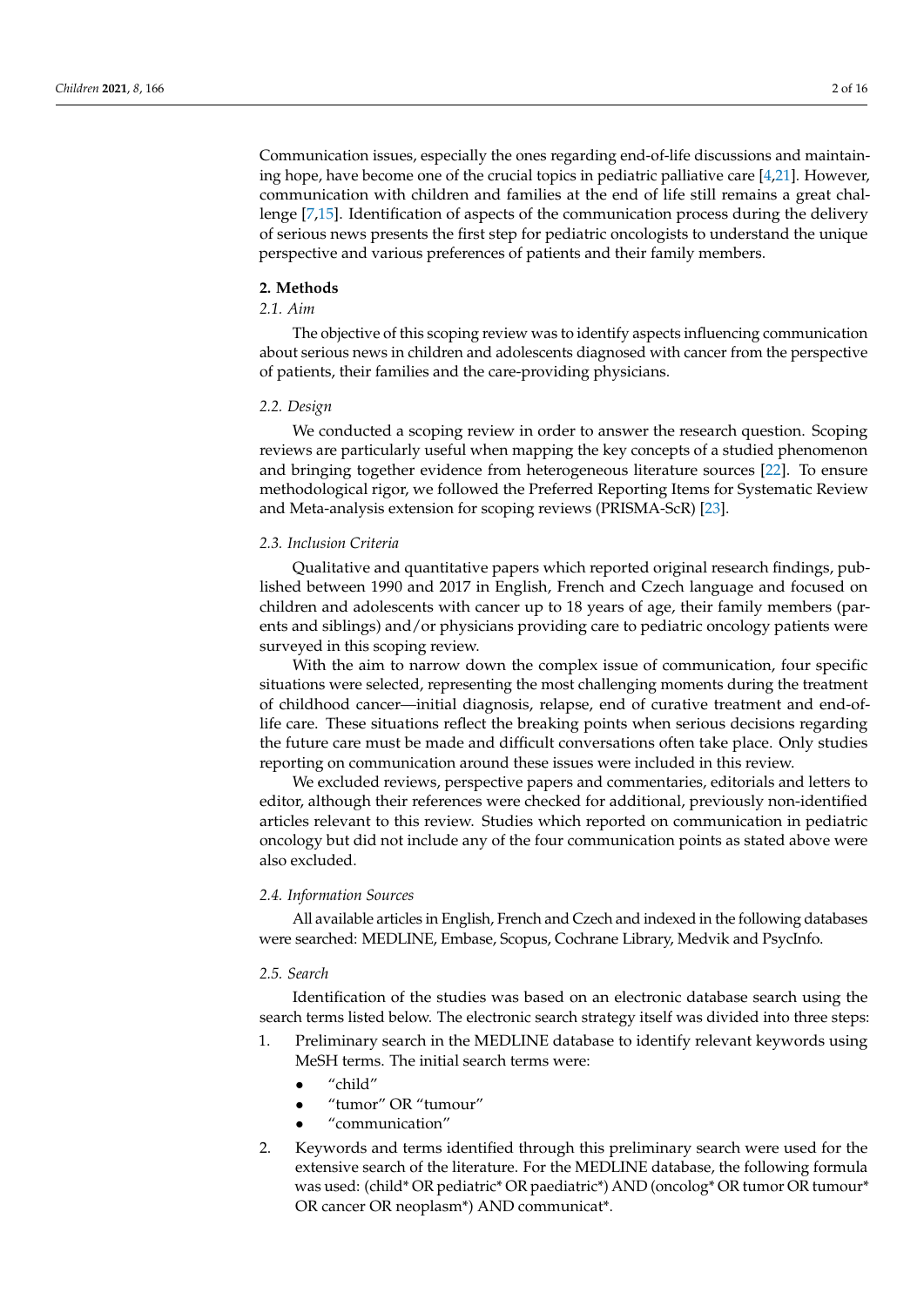Communication issues, especially the ones regarding end-of-life discussions and maintaining hope, have become one of the crucial topics in pediatric palliative care [4,21]. However, communication with children and families at the end of life still remains a great challenge [7,15]. Identification of aspects of the communication process during the delivery of serious news presents the first step for pediatric oncologists to understand the unique perspective and various preferences of patients and their family members.

## 2. Methods

### 2.1. Aim

The objective of this scoping review was to identify aspects influencing communication about serious news in children and adolescents diagnosed with cancer from the perspective of patients, their families and the care-providing physicians.

### 2.2. Design

We conducted a scoping review in order to answer the research question. Scoping reviews are particularly useful when mapping the key concepts of a studied phenomenon and bringing together evidence from heterogeneous literature sources [22]. To ensure methodological rigor, we followed the Preferred Reporting Items for Systematic Review and Meta-analysis extension for scoping reviews (PRISMA-ScR) [23].

### 2.3. Inclusion Criteria

Qualitative and quantitative papers which reported original research findings, published between 1990 and 2017 in English, French and Czech language and focused on children and adolescents with cancer up to 18 years of age, their family members (parents and siblings) and/or physicians providing care to pediatric oncology patients were surveyed in this scoping review.

With the aim to narrow down the complex issue of communication, four specific situations were selected, representing the most challenging moments during the treatment of childhood cancer—initial diagnosis, relapse, end of curative treatment and end-of-life care. These situations reflect the breaking points when serious decisions regarding the future care must be made and difficult conversations often take place. Only studies reporting on communication around these issues were included in this review.

We excluded reviews, perspective papers and commentaries, editorials and letters to editor, although their references were checked for additional, previously non-identified articles relevant to this review. Studies which reported on communication in pediatric oncology but did not include any of the four communication points as stated above were also excluded.

### 2.4. Information Sources

All available articles in English, French and Czech and indexed in the following databases were searched: MEDLINE, Embase, Scopus, Cochrane Library, Medvik and PsycInfo.

### 2.5. Search

Identification of the studies was based on an electronic database search using the search terms listed below. The electronic search strategy itself was divided into three steps:

1. Preliminary search in the MEDLINE database to identify relevant keywords using MeSH terms. The initial search terms were:
   - "child"
   - "tumor" OR "tumour"
   - "communication"
2. Keywords and terms identified through this preliminary search were used for the extensive search of the literature. For the MEDLINE database, the following formula was used: (child* OR pediatric* OR paediatric*) AND (oncolog* OR tumor OR tumour* OR cancer OR neoplasm*) AND communicat*.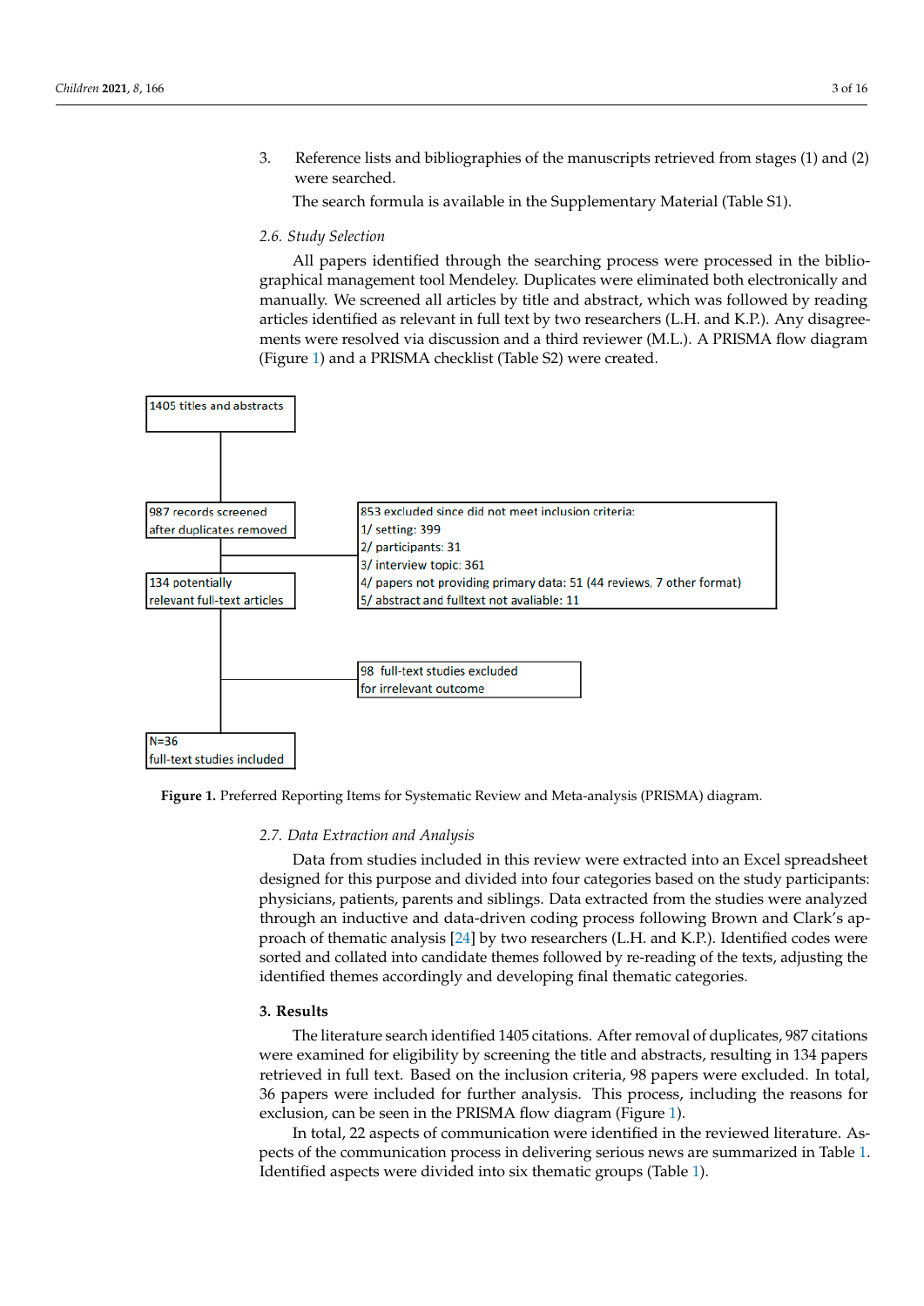3. Reference lists and bibliographies of the manuscripts retrieved from stages (1) and (2) were searched.

   The search formula is available in the Supplementary Material (Table S1).

### 2.6. Study Selection

All papers identified through the searching process were processed in the bibliographical management tool Mendeley. Duplicates were eliminated both electronically and manually. We screened all articles by title and abstract, which was followed by reading articles identified as relevant in full text by two researchers (L.H. and K.P.). Any disagreements were resolved via discussion and a third reviewer (M.L.). A PRISMA flow diagram (Figure 1) and a PRISMA checklist (Table S2) were created.

1405 titles and abstracts

987 records screened after duplicates removed

853 excluded since did not meet inclusion criteria:
1/ setting: 399
2/ participants: 31
3/ interview topic: 361
4/ papers not providing primary data: 51 (44 reviews, 7 other format)
5/ abstract and fulltext not avaliable: 11

134 potentially relevant full-text articles

98 full-text studies excluded for irrelevant outcome

N=36 full-text studies included

**Figure 1.** Preferred Reporting Items for Systematic Review and Meta-analysis (PRISMA) diagram.

### 2.7. Data Extraction and Analysis

Data from studies included in this review were extracted into an Excel spreadsheet designed for this purpose and divided into four categories based on the study participants: physicians, patients, parents and siblings. Data extracted from the studies were analyzed through an inductive and data-driven coding process following Brown and Clark's approach of thematic analysis [24] by two researchers (L.H. and K.P.). Identified codes were sorted and collated into candidate themes followed by re-reading of the texts, adjusting the identified themes accordingly and developing final thematic categories.

## 3. Results

The literature search identified 1405 citations. After removal of duplicates, 987 citations were examined for eligibility by screening the title and abstracts, resulting in 134 papers retrieved in full text. Based on the inclusion criteria, 98 papers were excluded. In total, 36 papers were included for further analysis. This process, including the reasons for exclusion, can be seen in the PRISMA flow diagram (Figure 1).

In total, 22 aspects of communication were identified in the reviewed literature. Aspects of the communication process in delivering serious news are summarized in Table 1. Identified aspects were divided into six thematic groups (Table 1).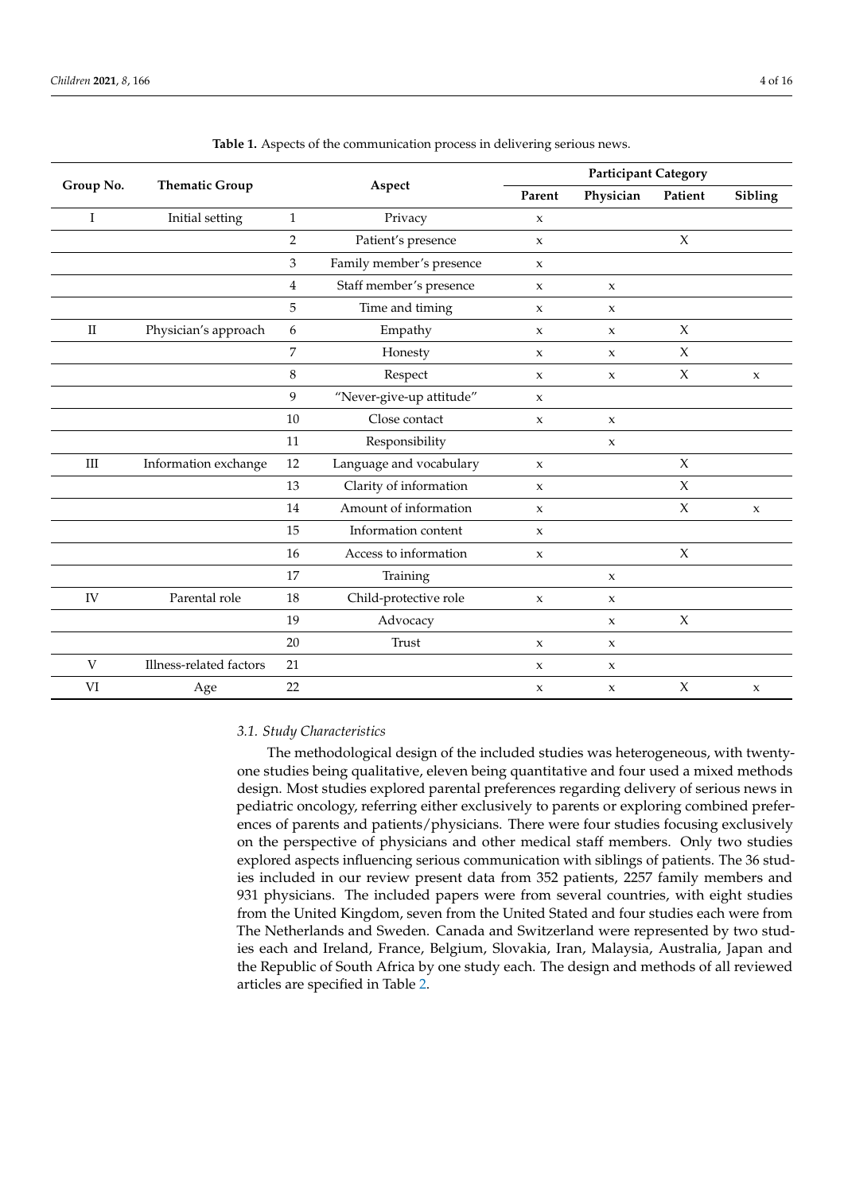**Table 1.** Aspects of the communication process in delivering serious news.

| Group No. | Thematic Group | | Aspect | Participant Category | | | |
|---|---|---|---|---|---|---|---|
| | | | | Parent | Physician | Patient | Sibling |
| I | Initial setting | 1 | Privacy | x | | | |
| | | 2 | Patient's presence | x | | X | |
| | | 3 | Family member's presence | x | | | |
| | | 4 | Staff member's presence | x | x | | |
| | | 5 | Time and timing | x | x | | |
| II | Physician's approach | 6 | Empathy | x | x | X | |
| | | 7 | Honesty | x | x | X | |
| | | 8 | Respect | x | x | X | x |
| | | 9 | "Never-give-up attitude" | x | | | |
| | | 10 | Close contact | x | x | | |
| | | 11 | Responsibility | | x | | |
| III | Information exchange | 12 | Language and vocabulary | x | | X | |
| | | 13 | Clarity of information | x | | X | |
| | | 14 | Amount of information | x | | X | x |
| | | 15 | Information content | x | | | |
| | | 16 | Access to information | x | | X | |
| | | 17 | Training | | x | | |
| IV | Parental role | 18 | Child-protective role | x | x | | |
| | | 19 | Advocacy | | x | X | |
| | | 20 | Trust | x | x | | |
| V | Illness-related factors | 21 | | x | x | | |
| VI | Age | 22 | | x | x | X | x |

### *3.1. Study Characteristics*

The methodological design of the included studies was heterogeneous, with twenty-one studies being qualitative, eleven being quantitative and four used a mixed methods design. Most studies explored parental preferences regarding delivery of serious news in pediatric oncology, referring either exclusively to parents or exploring combined preferences of parents and patients/physicians. There were four studies focusing exclusively on the perspective of physicians and other medical staff members. Only two studies explored aspects influencing serious communication with siblings of patients. The 36 studies included in our review present data from 352 patients, 2257 family members and 931 physicians. The included papers were from several countries, with eight studies from the United Kingdom, seven from the United Stated and four studies each were from The Netherlands and Sweden. Canada and Switzerland were represented by two studies each and Ireland, France, Belgium, Slovakia, Iran, Malaysia, Australia, Japan and the Republic of South Africa by one study each. The design and methods of all reviewed articles are specified in Table 2.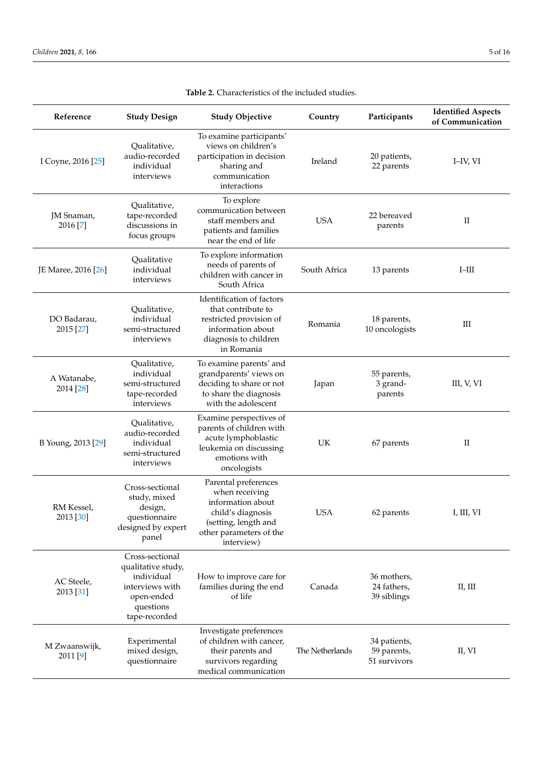**Table 2.** Characteristics of the included studies.

| Reference | Study Design | Study Objective | Country | Participants | Identified Aspects of Communication |
|---|---|---|---|---|---|
| I Coyne, 2016 [25] | Qualitative, audio-recorded individual interviews | To examine participants' views on children's participation in decision sharing and communication interactions | Ireland | 20 patients, 22 parents | I–IV, VI |
| JM Snaman, 2016 [7] | Qualitative, tape-recorded discussions in focus groups | To explore communication between staff members and patients and families near the end of life | USA | 22 bereaved parents | II |
| JE Maree, 2016 [26] | Qualitative individual interviews | To explore information needs of parents of children with cancer in South Africa | South Africa | 13 parents | I–III |
| DO Badarau, 2015 [27] | Qualitative, individual semi-structured interviews | Identification of factors that contribute to restricted provision of information about diagnosis to children in Romania | Romania | 18 parents, 10 oncologists | III |
| A Watanabe, 2014 [28] | Qualitative, individual semi-structured tape-recorded interviews | To examine parents' and grandparents' views on deciding to share or not to share the diagnosis with the adolescent | Japan | 55 parents, 3 grand-parents | III, V, VI |
| B Young, 2013 [29] | Qualitative, audio-recorded individual semi-structured interviews | Examine perspectives of parents of children with acute lymphoblastic leukemia on discussing emotions with oncologists | UK | 67 parents | II |
| RM Kessel, 2013 [30] | Cross-sectional study, mixed design, questionnaire designed by expert panel | Parental preferences when receiving information about child's diagnosis (setting, length and other parameters of the interview) | USA | 62 parents | I, III, VI |
| AC Steele, 2013 [31] | Cross-sectional qualitative study, individual interviews with open-ended questions tape-recorded | How to improve care for families during the end of life | Canada | 36 mothers, 24 fathers, 39 siblings | II, III |
| M Zwaanswijk, 2011 [9] | Experimental mixed design, questionnaire | Investigate preferences of children with cancer, their parents and survivors regarding medical communication | The Netherlands | 34 patients, 59 parents, 51 survivors | II, VI |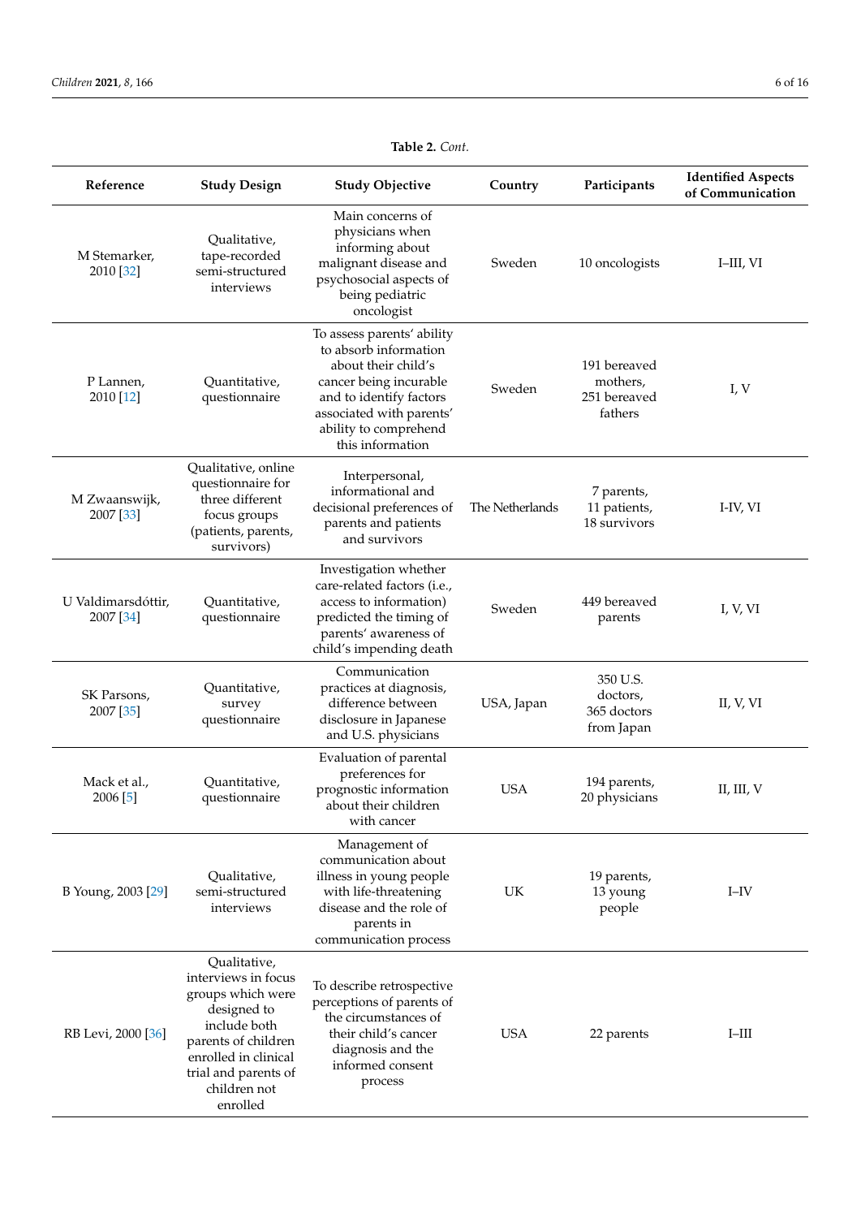**Table 2.** *Cont.*

| Reference | Study Design | Study Objective | Country | Participants | Identified Aspects of Communication |
|---|---|---|---|---|---|
| M Stemarker, 2010 [32] | Qualitative, tape-recorded semi-structured interviews | Main concerns of physicians when informing about malignant disease and psychosocial aspects of being pediatric oncologist | Sweden | 10 oncologists | I–III, VI |
| P Lannen, 2010 [12] | Quantitative, questionnaire | To assess parents' ability to absorb information about their child's cancer being incurable and to identify factors associated with parents' ability to comprehend this information | Sweden | 191 bereaved mothers, 251 bereaved fathers | I, V |
| M Zwaanswijk, 2007 [33] | Qualitative, online questionnaire for three different focus groups (patients, parents, survivors) | Interpersonal, informational and decisional preferences of parents and patients and survivors | The Netherlands | 7 parents, 11 patients, 18 survivors | I-IV, VI |
| U Valdimarsdóttir, 2007 [34] | Quantitative, questionnaire | Investigation whether care-related factors (i.e., access to information) predicted the timing of parents' awareness of child's impending death | Sweden | 449 bereaved parents | I, V, VI |
| SK Parsons, 2007 [35] | Quantitative, survey questionnaire | Communication practices at diagnosis, difference between disclosure in Japanese and U.S. physicians | USA, Japan | 350 U.S. doctors, 365 doctors from Japan | II, V, VI |
| Mack et al., 2006 [5] | Quantitative, questionnaire | Evaluation of parental preferences for prognostic information about their children with cancer | USA | 194 parents, 20 physicians | II, III, V |
| B Young, 2003 [29] | Qualitative, semi-structured interviews | Management of communication about illness in young people with life-threatening disease and the role of parents in communication process | UK | 19 parents, 13 young people | I–IV |
| RB Levi, 2000 [36] | Qualitative, interviews in focus groups which were designed to include both parents of children enrolled in clinical trial and parents of children not enrolled | To describe retrospective perceptions of parents of the circumstances of their child's cancer diagnosis and the informed consent process | USA | 22 parents | I–III |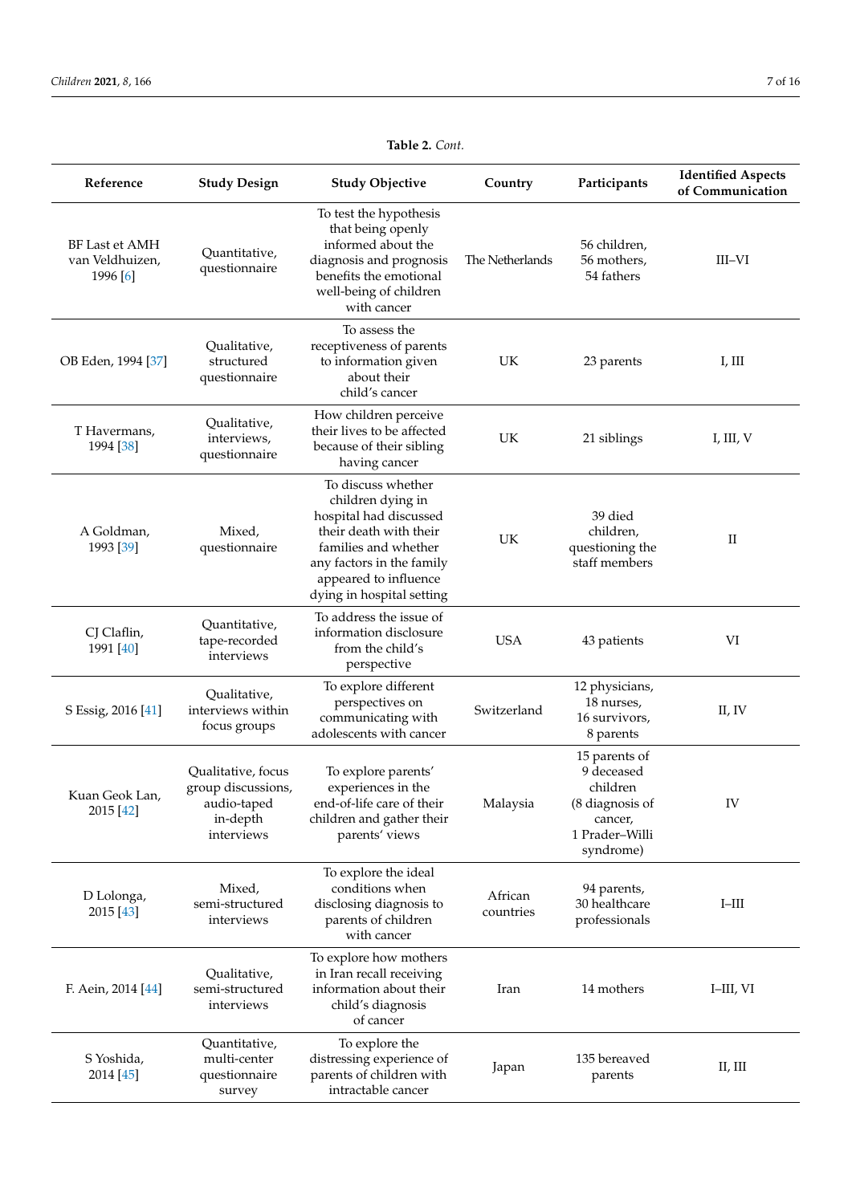**Table 2.** *Cont.*

| Reference | Study Design | Study Objective | Country | Participants | Identified Aspects of Communication |
|---|---|---|---|---|---|
| BF Last et AMH van Veldhuizen, 1996 [6] | Quantitative, questionnaire | To test the hypothesis that being openly informed about the diagnosis and prognosis benefits the emotional well-being of children with cancer | The Netherlands | 56 children, 56 mothers, 54 fathers | III–VI |
| OB Eden, 1994 [37] | Qualitative, structured questionnaire | To assess the receptiveness of parents to information given about their child's cancer | UK | 23 parents | I, III |
| T Havermans, 1994 [38] | Qualitative, interviews, questionnaire | How children perceive their lives to be affected because of their sibling having cancer | UK | 21 siblings | I, III, V |
| A Goldman, 1993 [39] | Mixed, questionnaire | To discuss whether children dying in hospital had discussed their death with their families and whether any factors in the family appeared to influence dying in hospital setting | UK | 39 died children, questioning the staff members | II |
| CJ Claflin, 1991 [40] | Quantitative, tape-recorded interviews | To address the issue of information disclosure from the child's perspective | USA | 43 patients | VI |
| S Essig, 2016 [41] | Qualitative, interviews within focus groups | To explore different perspectives on communicating with adolescents with cancer | Switzerland | 12 physicians, 18 nurses, 16 survivors, 8 parents | II, IV |
| Kuan Geok Lan, 2015 [42] | Qualitative, focus group discussions, audio-taped in-depth interviews | To explore parents' experiences in the end-of-life care of their children and gather their parents' views | Malaysia | 15 parents of 9 deceased children (8 diagnosis of cancer, 1 Prader–Willi syndrome) | IV |
| D Lolonga, 2015 [43] | Mixed, semi-structured interviews | To explore the ideal conditions when disclosing diagnosis to parents of children with cancer | African countries | 94 parents, 30 healthcare professionals | I–III |
| F. Aein, 2014 [44] | Qualitative, semi-structured interviews | To explore how mothers in Iran recall receiving information about their child's diagnosis of cancer | Iran | 14 mothers | I–III, VI |
| S Yoshida, 2014 [45] | Quantitative, multi-center questionnaire survey | To explore the distressing experience of parents of children with intractable cancer | Japan | 135 bereaved parents | II, III |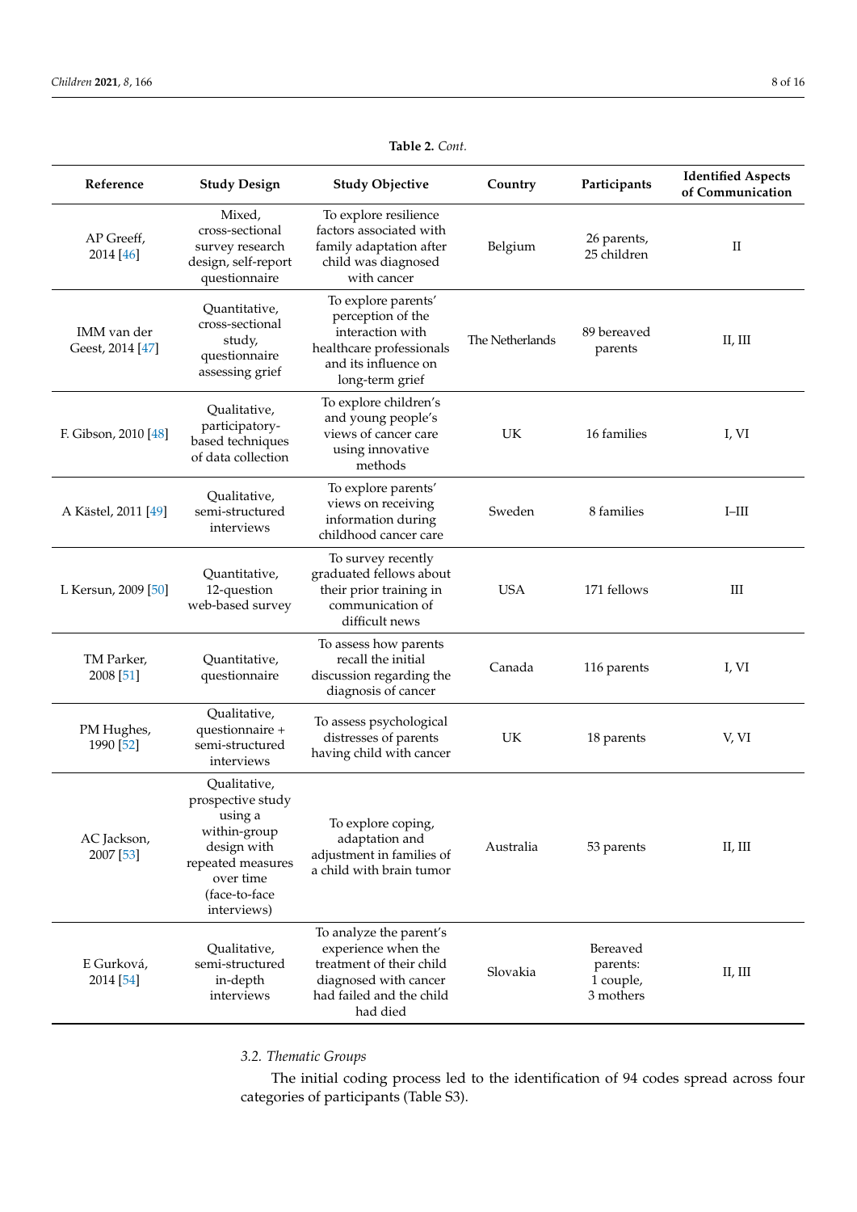**Table 2.** *Cont.*

| Reference | Study Design | Study Objective | Country | Participants | Identified Aspects of Communication |
| --- | --- | --- | --- | --- | --- |
| AP Greeff, 2014 [46] | Mixed, cross-sectional survey research design, self-report questionnaire | To explore resilience factors associated with family adaptation after child was diagnosed with cancer | Belgium | 26 parents, 25 children | II |
| IMM van der Geest, 2014 [47] | Quantitative, cross-sectional study, questionnaire assessing grief | To explore parents' perception of the interaction with healthcare professionals and its influence on long-term grief | The Netherlands | 89 bereaved parents | II, III |
| F. Gibson, 2010 [48] | Qualitative, participatory-based techniques of data collection | To explore children's and young people's views of cancer care using innovative methods | UK | 16 families | I, VI |
| A Kästel, 2011 [49] | Qualitative, semi-structured interviews | To explore parents' views on receiving information during childhood cancer care | Sweden | 8 families | I–III |
| L Kersun, 2009 [50] | Quantitative, 12-question web-based survey | To survey recently graduated fellows about their prior training in communication of difficult news | USA | 171 fellows | III |
| TM Parker, 2008 [51] | Quantitative, questionnaire | To assess how parents recall the initial discussion regarding the diagnosis of cancer | Canada | 116 parents | I, VI |
| PM Hughes, 1990 [52] | Qualitative, questionnaire + semi-structured interviews | To assess psychological distresses of parents having child with cancer | UK | 18 parents | V, VI |
| AC Jackson, 2007 [53] | Qualitative, prospective study using a within-group design with repeated measures over time (face-to-face interviews) | To explore coping, adaptation and adjustment in families of a child with brain tumor | Australia | 53 parents | II, III |
| E Gurková, 2014 [54] | Qualitative, semi-structured in-depth interviews | To analyze the parent's experience when the treatment of their child diagnosed with cancer had failed and the child had died | Slovakia | Bereaved parents: 1 couple, 3 mothers | II, III |

### 3.2. Thematic Groups

The initial coding process led to the identification of 94 codes spread across four categories of participants (Table S3).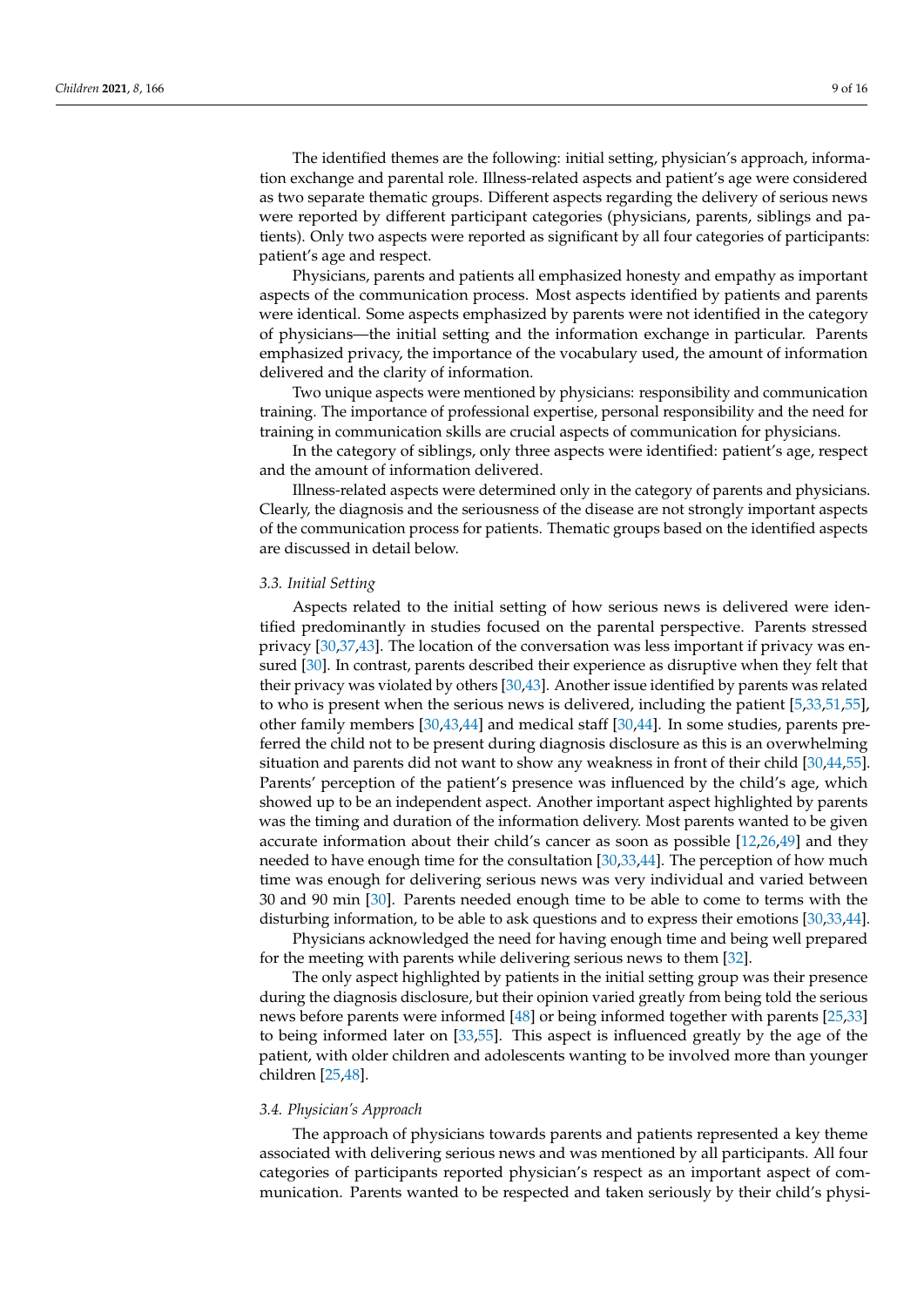The identified themes are the following: initial setting, physician's approach, information exchange and parental role. Illness-related aspects and patient's age were considered as two separate thematic groups. Different aspects regarding the delivery of serious news were reported by different participant categories (physicians, parents, siblings and patients). Only two aspects were reported as significant by all four categories of participants: patient's age and respect.

Physicians, parents and patients all emphasized honesty and empathy as important aspects of the communication process. Most aspects identified by patients and parents were identical. Some aspects emphasized by parents were not identified in the category of physicians—the initial setting and the information exchange in particular. Parents emphasized privacy, the importance of the vocabulary used, the amount of information delivered and the clarity of information.

Two unique aspects were mentioned by physicians: responsibility and communication training. The importance of professional expertise, personal responsibility and the need for training in communication skills are crucial aspects of communication for physicians.

In the category of siblings, only three aspects were identified: patient's age, respect and the amount of information delivered.

Illness-related aspects were determined only in the category of parents and physicians. Clearly, the diagnosis and the seriousness of the disease are not strongly important aspects of the communication process for patients. Thematic groups based on the identified aspects are discussed in detail below.

### *3.3. Initial Setting*

Aspects related to the initial setting of how serious news is delivered were identified predominantly in studies focused on the parental perspective. Parents stressed privacy [30,37,43]. The location of the conversation was less important if privacy was ensured [30]. In contrast, parents described their experience as disruptive when they felt that their privacy was violated by others [30,43]. Another issue identified by parents was related to who is present when the serious news is delivered, including the patient [5,33,51,55], other family members [30,43,44] and medical staff [30,44]. In some studies, parents preferred the child not to be present during diagnosis disclosure as this is an overwhelming situation and parents did not want to show any weakness in front of their child [30,44,55]. Parents' perception of the patient's presence was influenced by the child's age, which showed up to be an independent aspect. Another important aspect highlighted by parents was the timing and duration of the information delivery. Most parents wanted to be given accurate information about their child's cancer as soon as possible [12,26,49] and they needed to have enough time for the consultation [30,33,44]. The perception of how much time was enough for delivering serious news was very individual and varied between 30 and 90 min [30]. Parents needed enough time to be able to come to terms with the disturbing information, to be able to ask questions and to express their emotions [30,33,44].

Physicians acknowledged the need for having enough time and being well prepared for the meeting with parents while delivering serious news to them [32].

The only aspect highlighted by patients in the initial setting group was their presence during the diagnosis disclosure, but their opinion varied greatly from being told the serious news before parents were informed [48] or being informed together with parents [25,33] to being informed later on [33,55]. This aspect is influenced greatly by the age of the patient, with older children and adolescents wanting to be involved more than younger children [25,48].

### *3.4. Physician's Approach*

The approach of physicians towards parents and patients represented a key theme associated with delivering serious news and was mentioned by all participants. All four categories of participants reported physician's respect as an important aspect of communication. Parents wanted to be respected and taken seriously by their child's physi-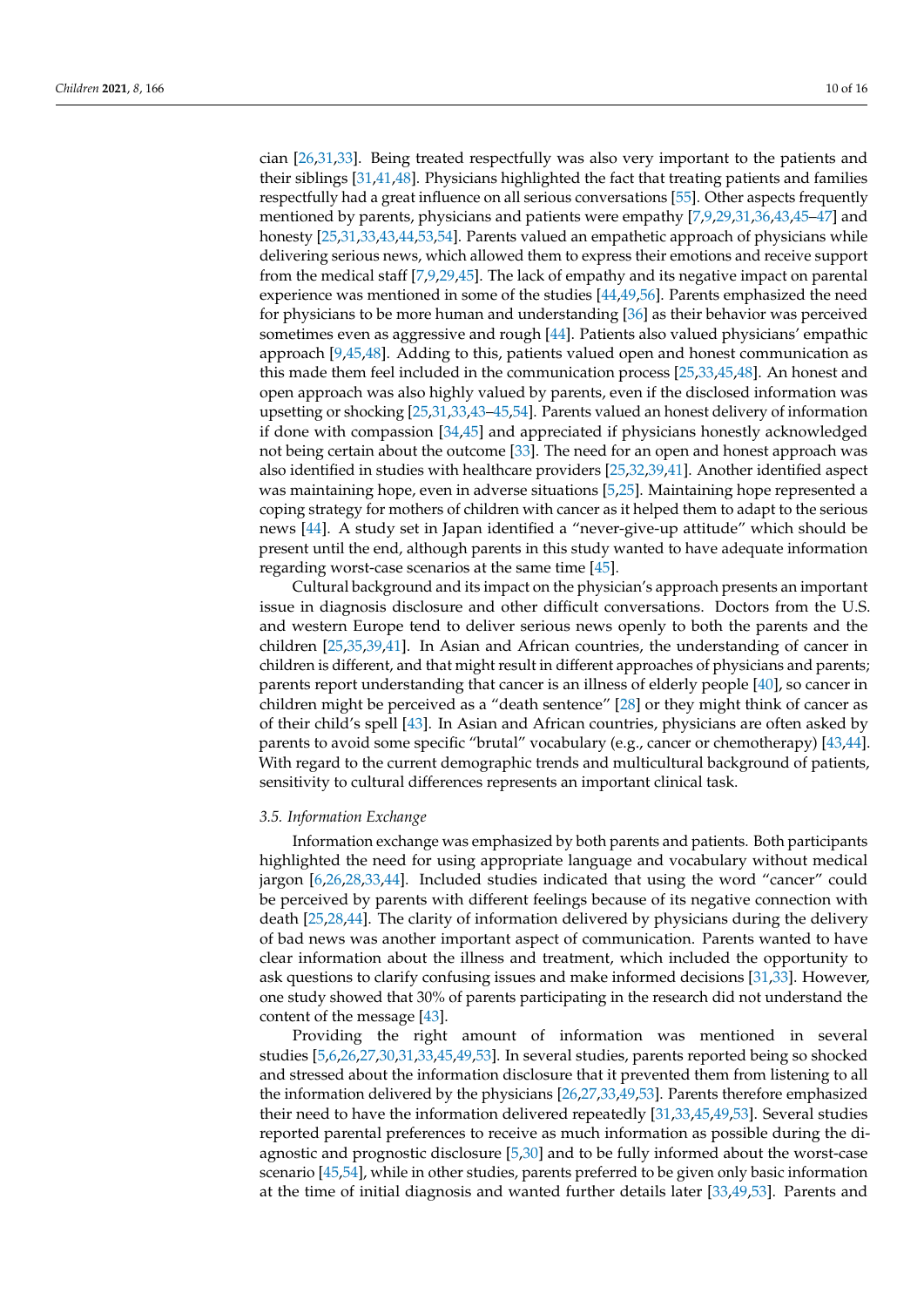cian [26,31,33]. Being treated respectfully was also very important to the patients and their siblings [31,41,48]. Physicians highlighted the fact that treating patients and families respectfully had a great influence on all serious conversations [55]. Other aspects frequently mentioned by parents, physicians and patients were empathy [7,9,29,31,36,43,45–47] and honesty [25,31,33,43,44,53,54]. Parents valued an empathetic approach of physicians while delivering serious news, which allowed them to express their emotions and receive support from the medical staff [7,9,29,45]. The lack of empathy and its negative impact on parental experience was mentioned in some of the studies [44,49,56]. Parents emphasized the need for physicians to be more human and understanding [36] as their behavior was perceived sometimes even as aggressive and rough [44]. Patients also valued physicians' empathic approach [9,45,48]. Adding to this, patients valued open and honest communication as this made them feel included in the communication process [25,33,45,48]. An honest and open approach was also highly valued by parents, even if the disclosed information was upsetting or shocking [25,31,33,43–45,54]. Parents valued an honest delivery of information if done with compassion [34,45] and appreciated if physicians honestly acknowledged not being certain about the outcome [33]. The need for an open and honest approach was also identified in studies with healthcare providers [25,32,39,41]. Another identified aspect was maintaining hope, even in adverse situations [5,25]. Maintaining hope represented a coping strategy for mothers of children with cancer as it helped them to adapt to the serious news [44]. A study set in Japan identified a "never-give-up attitude" which should be present until the end, although parents in this study wanted to have adequate information regarding worst-case scenarios at the same time [45].

Cultural background and its impact on the physician's approach presents an important issue in diagnosis disclosure and other difficult conversations. Doctors from the U.S. and western Europe tend to deliver serious news openly to both the parents and the children [25,35,39,41]. In Asian and African countries, the understanding of cancer in children is different, and that might result in different approaches of physicians and parents; parents report understanding that cancer is an illness of elderly people [40], so cancer in children might be perceived as a "death sentence" [28] or they might think of cancer as of their child's spell [43]. In Asian and African countries, physicians are often asked by parents to avoid some specific "brutal" vocabulary (e.g., cancer or chemotherapy) [43,44]. With regard to the current demographic trends and multicultural background of patients, sensitivity to cultural differences represents an important clinical task.

### *3.5. Information Exchange*

Information exchange was emphasized by both parents and patients. Both participants highlighted the need for using appropriate language and vocabulary without medical jargon [6,26,28,33,44]. Included studies indicated that using the word "cancer" could be perceived by parents with different feelings because of its negative connection with death [25,28,44]. The clarity of information delivered by physicians during the delivery of bad news was another important aspect of communication. Parents wanted to have clear information about the illness and treatment, which included the opportunity to ask questions to clarify confusing issues and make informed decisions [31,33]. However, one study showed that 30% of parents participating in the research did not understand the content of the message [43].

Providing the right amount of information was mentioned in several studies [5,6,26,27,30,31,33,45,49,53]. In several studies, parents reported being so shocked and stressed about the information disclosure that it prevented them from listening to all the information delivered by the physicians [26,27,33,49,53]. Parents therefore emphasized their need to have the information delivered repeatedly [31,33,45,49,53]. Several studies reported parental preferences to receive as much information as possible during the diagnostic and prognostic disclosure [5,30] and to be fully informed about the worst-case scenario [45,54], while in other studies, parents preferred to be given only basic information at the time of initial diagnosis and wanted further details later [33,49,53]. Parents and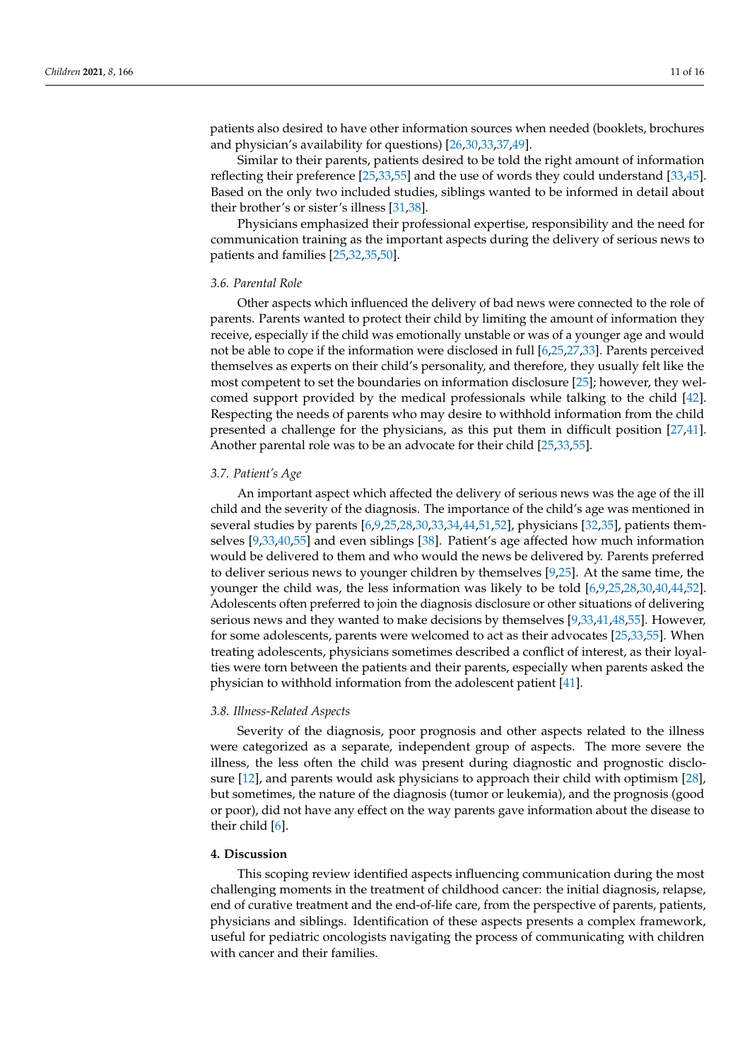patients also desired to have other information sources when needed (booklets, brochures and physician's availability for questions) [26,30,33,37,49].

Similar to their parents, patients desired to be told the right amount of information reflecting their preference [25,33,55] and the use of words they could understand [33,45]. Based on the only two included studies, siblings wanted to be informed in detail about their brother's or sister's illness [31,38].

Physicians emphasized their professional expertise, responsibility and the need for communication training as the important aspects during the delivery of serious news to patients and families [25,32,35,50].

### 3.6. Parental Role

Other aspects which influenced the delivery of bad news were connected to the role of parents. Parents wanted to protect their child by limiting the amount of information they receive, especially if the child was emotionally unstable or was of a younger age and would not be able to cope if the information were disclosed in full [6,25,27,33]. Parents perceived themselves as experts on their child's personality, and therefore, they usually felt like the most competent to set the boundaries on information disclosure [25]; however, they welcomed support provided by the medical professionals while talking to the child [42]. Respecting the needs of parents who may desire to withhold information from the child presented a challenge for the physicians, as this put them in difficult position [27,41]. Another parental role was to be an advocate for their child [25,33,55].

### 3.7. Patient's Age

An important aspect which affected the delivery of serious news was the age of the ill child and the severity of the diagnosis. The importance of the child's age was mentioned in several studies by parents [6,9,25,28,30,33,34,44,51,52], physicians [32,35], patients themselves [9,33,40,55] and even siblings [38]. Patient's age affected how much information would be delivered to them and who would the news be delivered by. Parents preferred to deliver serious news to younger children by themselves [9,25]. At the same time, the younger the child was, the less information was likely to be told [6,9,25,28,30,40,44,52]. Adolescents often preferred to join the diagnosis disclosure or other situations of delivering serious news and they wanted to make decisions by themselves [9,33,41,48,55]. However, for some adolescents, parents were welcomed to act as their advocates [25,33,55]. When treating adolescents, physicians sometimes described a conflict of interest, as their loyalties were torn between the patients and their parents, especially when parents asked the physician to withhold information from the adolescent patient [41].

### 3.8. Illness-Related Aspects

Severity of the diagnosis, poor prognosis and other aspects related to the illness were categorized as a separate, independent group of aspects. The more severe the illness, the less often the child was present during diagnostic and prognostic disclosure [12], and parents would ask physicians to approach their child with optimism [28], but sometimes, the nature of the diagnosis (tumor or leukemia), and the prognosis (good or poor), did not have any effect on the way parents gave information about the disease to their child [6].

## 4. Discussion

This scoping review identified aspects influencing communication during the most challenging moments in the treatment of childhood cancer: the initial diagnosis, relapse, end of curative treatment and the end-of-life care, from the perspective of parents, patients, physicians and siblings. Identification of these aspects presents a complex framework, useful for pediatric oncologists navigating the process of communicating with children with cancer and their families.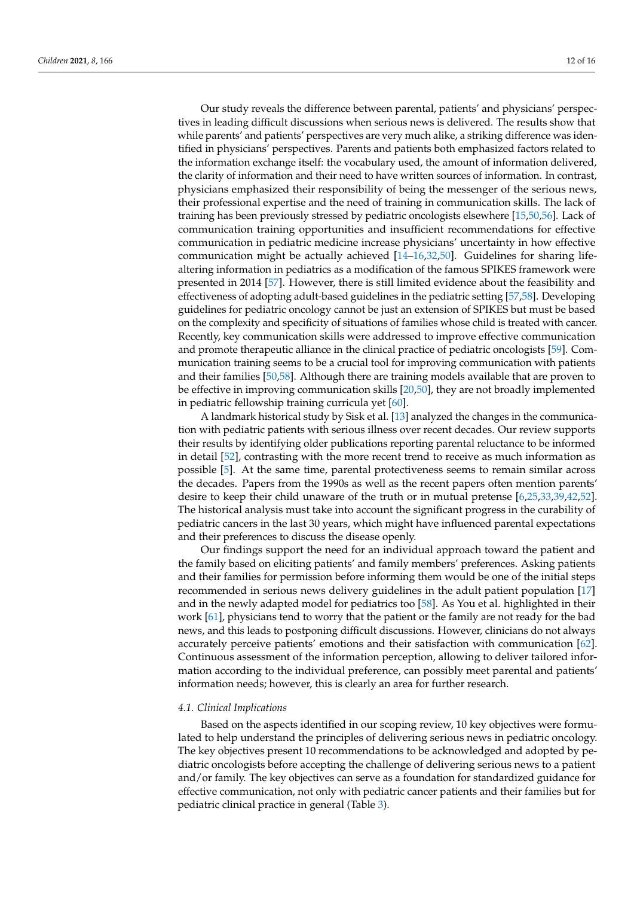Our study reveals the difference between parental, patients' and physicians' perspectives in leading difficult discussions when serious news is delivered. The results show that while parents' and patients' perspectives are very much alike, a striking difference was identified in physicians' perspectives. Parents and patients both emphasized factors related to the information exchange itself: the vocabulary used, the amount of information delivered, the clarity of information and their need to have written sources of information. In contrast, physicians emphasized their responsibility of being the messenger of the serious news, their professional expertise and the need of training in communication skills. The lack of training has been previously stressed by pediatric oncologists elsewhere [15,50,56]. Lack of communication training opportunities and insufficient recommendations for effective communication in pediatric medicine increase physicians' uncertainty in how effective communication might be actually achieved [14–16,32,50]. Guidelines for sharing life-altering information in pediatrics as a modification of the famous SPIKES framework were presented in 2014 [57]. However, there is still limited evidence about the feasibility and effectiveness of adopting adult-based guidelines in the pediatric setting [57,58]. Developing guidelines for pediatric oncology cannot be just an extension of SPIKES but must be based on the complexity and specificity of situations of families whose child is treated with cancer. Recently, key communication skills were addressed to improve effective communication and promote therapeutic alliance in the clinical practice of pediatric oncologists [59]. Communication training seems to be a crucial tool for improving communication with patients and their families [50,58]. Although there are training models available that are proven to be effective in improving communication skills [20,50], they are not broadly implemented in pediatric fellowship training curricula yet [60].

A landmark historical study by Sisk et al. [13] analyzed the changes in the communication with pediatric patients with serious illness over recent decades. Our review supports their results by identifying older publications reporting parental reluctance to be informed in detail [52], contrasting with the more recent trend to receive as much information as possible [5]. At the same time, parental protectiveness seems to remain similar across the decades. Papers from the 1990s as well as the recent papers often mention parents' desire to keep their child unaware of the truth or in mutual pretense [6,25,33,39,42,52]. The historical analysis must take into account the significant progress in the curability of pediatric cancers in the last 30 years, which might have influenced parental expectations and their preferences to discuss the disease openly.

Our findings support the need for an individual approach toward the patient and the family based on eliciting patients' and family members' preferences. Asking patients and their families for permission before informing them would be one of the initial steps recommended in serious news delivery guidelines in the adult patient population [17] and in the newly adapted model for pediatrics too [58]. As You et al. highlighted in their work [61], physicians tend to worry that the patient or the family are not ready for the bad news, and this leads to postponing difficult discussions. However, clinicians do not always accurately perceive patients' emotions and their satisfaction with communication [62]. Continuous assessment of the information perception, allowing to deliver tailored information according to the individual preference, can possibly meet parental and patients' information needs; however, this is clearly an area for further research.

### *4.1. Clinical Implications*

Based on the aspects identified in our scoping review, 10 key objectives were formulated to help understand the principles of delivering serious news in pediatric oncology. The key objectives present 10 recommendations to be acknowledged and adopted by pediatric oncologists before accepting the challenge of delivering serious news to a patient and/or family. The key objectives can serve as a foundation for standardized guidance for effective communication, not only with pediatric cancer patients and their families but for pediatric clinical practice in general (Table 3).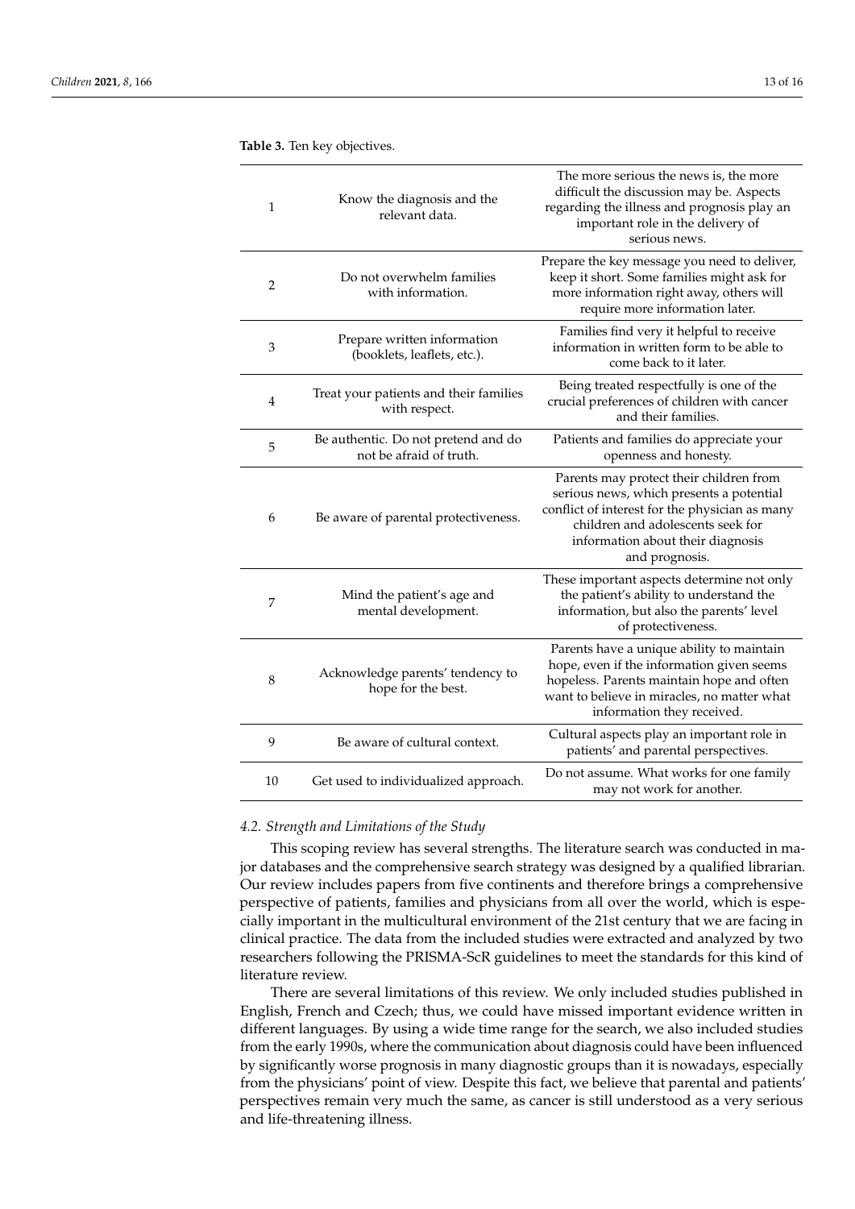**Table 3.** Ten key objectives.

| | | |
|---|---|---|
| 1 | Know the diagnosis and the relevant data. | The more serious the news is, the more difficult the discussion may be. Aspects regarding the illness and prognosis play an important role in the delivery of serious news. |
| 2 | Do not overwhelm families with information. | Prepare the key message you need to deliver, keep it short. Some families might ask for more information right away, others will require more information later. |
| 3 | Prepare written information (booklets, leaflets, etc.). | Families find very it helpful to receive information in written form to be able to come back to it later. |
| 4 | Treat your patients and their families with respect. | Being treated respectfully is one of the crucial preferences of children with cancer and their families. |
| 5 | Be authentic. Do not pretend and do not be afraid of truth. | Patients and families do appreciate your openness and honesty. |
| 6 | Be aware of parental protectiveness. | Parents may protect their children from serious news, which presents a potential conflict of interest for the physician as many children and adolescents seek for information about their diagnosis and prognosis. |
| 7 | Mind the patient's age and mental development. | These important aspects determine not only the patient's ability to understand the information, but also the parents' level of protectiveness. |
| 8 | Acknowledge parents' tendency to hope for the best. | Parents have a unique ability to maintain hope, even if the information given seems hopeless. Parents maintain hope and often want to believe in miracles, no matter what information they received. |
| 9 | Be aware of cultural context. | Cultural aspects play an important role in patients' and parental perspectives. |
| 10 | Get used to individualized approach. | Do not assume. What works for one family may not work for another. |

### *4.2. Strength and Limitations of the Study*

This scoping review has several strengths. The literature search was conducted in major databases and the comprehensive search strategy was designed by a qualified librarian. Our review includes papers from five continents and therefore brings a comprehensive perspective of patients, families and physicians from all over the world, which is especially important in the multicultural environment of the 21st century that we are facing in clinical practice. The data from the included studies were extracted and analyzed by two researchers following the PRISMA-ScR guidelines to meet the standards for this kind of literature review.

There are several limitations of this review. We only included studies published in English, French and Czech; thus, we could have missed important evidence written in different languages. By using a wide time range for the search, we also included studies from the early 1990s, where the communication about diagnosis could have been influenced by significantly worse prognosis in many diagnostic groups than it is nowadays, especially from the physicians' point of view. Despite this fact, we believe that parental and patients' perspectives remain very much the same, as cancer is still understood as a very serious and life-threatening illness.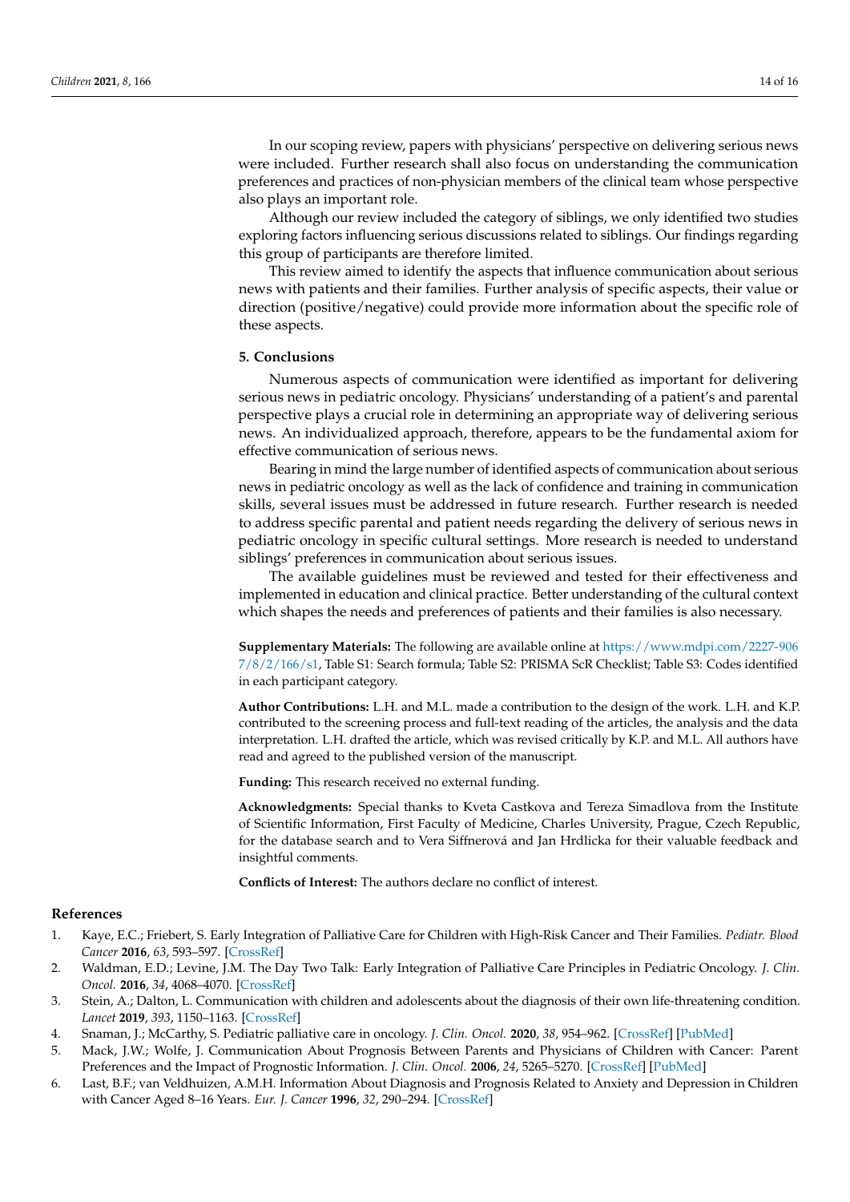In our scoping review, papers with physicians' perspective on delivering serious news were included. Further research shall also focus on understanding the communication preferences and practices of non-physician members of the clinical team whose perspective also plays an important role.

Although our review included the category of siblings, we only identified two studies exploring factors influencing serious discussions related to siblings. Our findings regarding this group of participants are therefore limited.

This review aimed to identify the aspects that influence communication about serious news with patients and their families. Further analysis of specific aspects, their value or direction (positive/negative) could provide more information about the specific role of these aspects.

## 5. Conclusions

Numerous aspects of communication were identified as important for delivering serious news in pediatric oncology. Physicians' understanding of a patient's and parental perspective plays a crucial role in determining an appropriate way of delivering serious news. An individualized approach, therefore, appears to be the fundamental axiom for effective communication of serious news.

Bearing in mind the large number of identified aspects of communication about serious news in pediatric oncology as well as the lack of confidence and training in communication skills, several issues must be addressed in future research. Further research is needed to address specific parental and patient needs regarding the delivery of serious news in pediatric oncology in specific cultural settings. More research is needed to understand siblings' preferences in communication about serious issues.

The available guidelines must be reviewed and tested for their effectiveness and implemented in education and clinical practice. Better understanding of the cultural context which shapes the needs and preferences of patients and their families is also necessary.

**Supplementary Materials:** The following are available online at https://www.mdpi.com/2227-9067/8/2/166/s1, Table S1: Search formula; Table S2: PRISMA ScR Checklist; Table S3: Codes identified in each participant category.

**Author Contributions:** L.H. and M.L. made a contribution to the design of the work. L.H. and K.P. contributed to the screening process and full-text reading of the articles, the analysis and the data interpretation. L.H. drafted the article, which was revised critically by K.P. and M.L. All authors have read and agreed to the published version of the manuscript.

**Funding:** This research received no external funding.

**Acknowledgments:** Special thanks to Kveta Castkova and Tereza Simadlova from the Institute of Scientific Information, First Faculty of Medicine, Charles University, Prague, Czech Republic, for the database search and to Vera Siffnerová and Jan Hrdlicka for their valuable feedback and insightful comments.

**Conflicts of Interest:** The authors declare no conflict of interest.

## References

1. Kaye, E.C.; Friebert, S. Early Integration of Palliative Care for Children with High-Risk Cancer and Their Families. *Pediatr. Blood Cancer* **2016**, *63*, 593–597. [CrossRef]
2. Waldman, E.D.; Levine, J.M. The Day Two Talk: Early Integration of Palliative Care Principles in Pediatric Oncology. *J. Clin. Oncol.* **2016**, *34*, 4068–4070. [CrossRef]
3. Stein, A.; Dalton, L. Communication with children and adolescents about the diagnosis of their own life-threatening condition. *Lancet* **2019**, *393*, 1150–1163. [CrossRef]
4. Snaman, J.; McCarthy, S. Pediatric palliative care in oncology. *J. Clin. Oncol.* **2020**, *38*, 954–962. [CrossRef] [PubMed]
5. Mack, J.W.; Wolfe, J. Communication About Prognosis Between Parents and Physicians of Children with Cancer: Parent Preferences and the Impact of Prognostic Information. *J. Clin. Oncol.* **2006**, *24*, 5265–5270. [CrossRef] [PubMed]
6. Last, B.F.; van Veldhuizen, A.M.H. Information About Diagnosis and Prognosis Related to Anxiety and Depression in Children with Cancer Aged 8–16 Years. *Eur. J. Cancer* **1996**, *32*, 290–294. [CrossRef]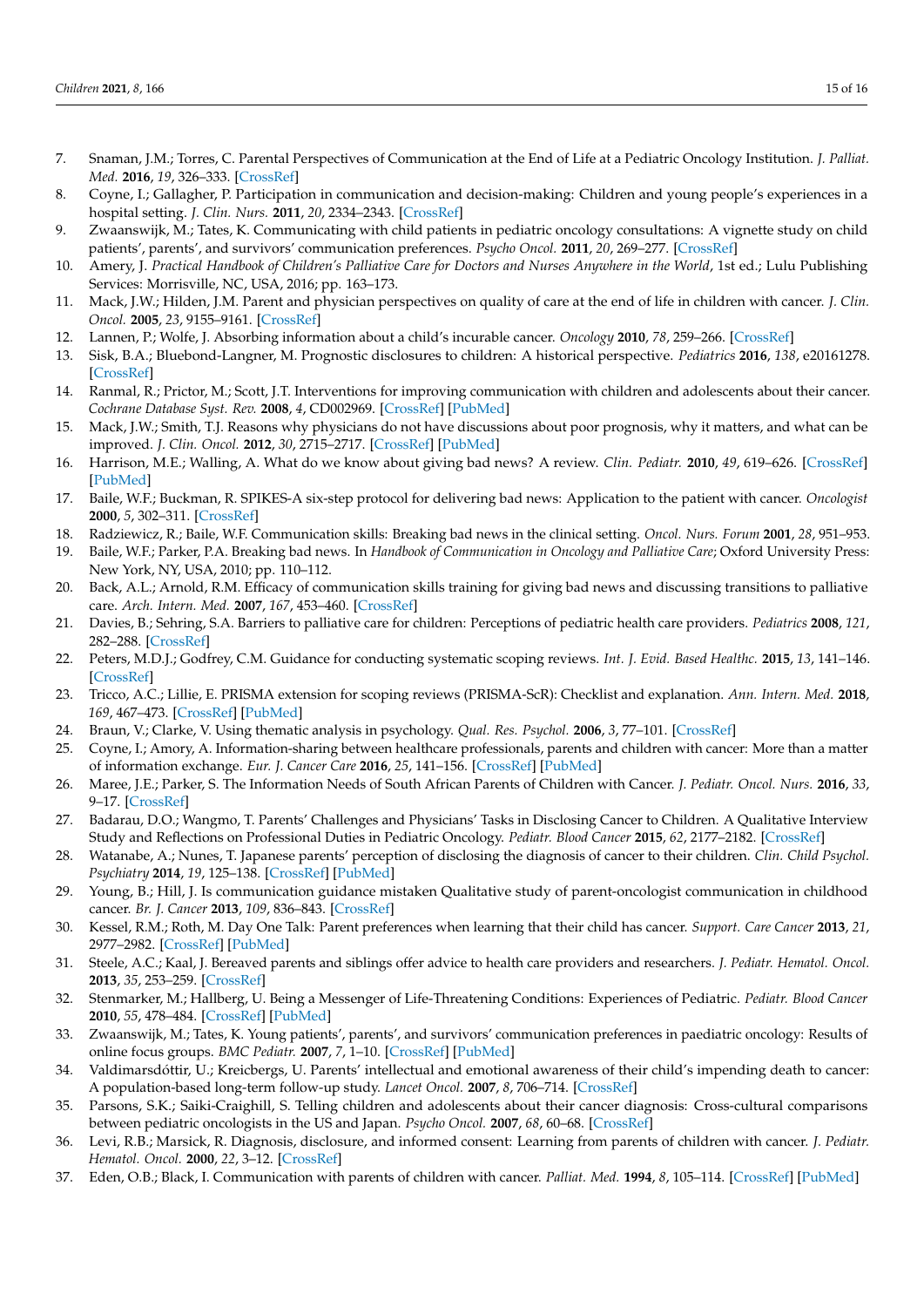7. Snaman, J.M.; Torres, C. Parental Perspectives of Communication at the End of Life at a Pediatric Oncology Institution. *J. Palliat. Med.* **2016**, *19*, 326–333. [CrossRef]
8. Coyne, I.; Gallagher, P. Participation in communication and decision-making: Children and young people's experiences in a hospital setting. *J. Clin. Nurs.* **2011**, *20*, 2334–2343. [CrossRef]
9. Zwaanswijk, M.; Tates, K. Communicating with child patients in pediatric oncology consultations: A vignette study on child patients', parents', and survivors' communication preferences. *Psycho Oncol.* **2011**, *20*, 269–277. [CrossRef]
10. Amery, J. *Practical Handbook of Children's Palliative Care for Doctors and Nurses Anywhere in the World*, 1st ed.; Lulu Publishing Services: Morrisville, NC, USA, 2016; pp. 163–173.
11. Mack, J.W.; Hilden, J.M. Parent and physician perspectives on quality of care at the end of life in children with cancer. *J. Clin. Oncol.* **2005**, *23*, 9155–9161. [CrossRef]
12. Lannen, P.; Wolfe, J. Absorbing information about a child's incurable cancer. *Oncology* **2010**, *78*, 259–266. [CrossRef]
13. Sisk, B.A.; Bluebond-Langner, M. Prognostic disclosures to children: A historical perspective. *Pediatrics* **2016**, *138*, e20161278. [CrossRef]
14. Ranmal, R.; Prictor, M.; Scott, J.T. Interventions for improving communication with children and adolescents about their cancer. *Cochrane Database Syst. Rev.* **2008**, *4*, CD002969. [CrossRef] [PubMed]
15. Mack, J.W.; Smith, T.J. Reasons why physicians do not have discussions about poor prognosis, why it matters, and what can be improved. *J. Clin. Oncol.* **2012**, *30*, 2715–2717. [CrossRef] [PubMed]
16. Harrison, M.E.; Walling, A. What do we know about giving bad news? A review. *Clin. Pediatr.* **2010**, *49*, 619–626. [CrossRef] [PubMed]
17. Baile, W.F.; Buckman, R. SPIKES-A six-step protocol for delivering bad news: Application to the patient with cancer. *Oncologist* **2000**, *5*, 302–311. [CrossRef]
18. Radziewicz, R.; Baile, W.F. Communication skills: Breaking bad news in the clinical setting. *Oncol. Nurs. Forum* **2001**, *28*, 951–953.
19. Baile, W.F.; Parker, P.A. Breaking bad news. In *Handbook of Communication in Oncology and Palliative Care*; Oxford University Press: New York, NY, USA, 2010; pp. 110–112.
20. Back, A.L.; Arnold, R.M. Efficacy of communication skills training for giving bad news and discussing transitions to palliative care. *Arch. Intern. Med.* **2007**, *167*, 453–460. [CrossRef]
21. Davies, B.; Sehring, S.A. Barriers to palliative care for children: Perceptions of pediatric health care providers. *Pediatrics* **2008**, *121*, 282–288. [CrossRef]
22. Peters, M.D.J.; Godfrey, C.M. Guidance for conducting systematic scoping reviews. *Int. J. Evid. Based Healthc.* **2015**, *13*, 141–146. [CrossRef]
23. Tricco, A.C.; Lillie, E. PRISMA extension for scoping reviews (PRISMA-ScR): Checklist and explanation. *Ann. Intern. Med.* **2018**, *169*, 467–473. [CrossRef] [PubMed]
24. Braun, V.; Clarke, V. Using thematic analysis in psychology. *Qual. Res. Psychol.* **2006**, *3*, 77–101. [CrossRef]
25. Coyne, I.; Amory, A. Information-sharing between healthcare professionals, parents and children with cancer: More than a matter of information exchange. *Eur. J. Cancer Care* **2016**, *25*, 141–156. [CrossRef] [PubMed]
26. Maree, J.E.; Parker, S. The Information Needs of South African Parents of Children with Cancer. *J. Pediatr. Oncol. Nurs.* **2016**, *33*, 9–17. [CrossRef]
27. Badarau, D.O.; Wangmo, T. Parents' Challenges and Physicians' Tasks in Disclosing Cancer to Children. A Qualitative Interview Study and Reflections on Professional Duties in Pediatric Oncology. *Pediatr. Blood Cancer* **2015**, *62*, 2177–2182. [CrossRef]
28. Watanabe, A.; Nunes, T. Japanese parents' perception of disclosing the diagnosis of cancer to their children. *Clin. Child Psychol. Psychiatry* **2014**, *19*, 125–138. [CrossRef] [PubMed]
29. Young, B.; Hill, J. Is communication guidance mistaken Qualitative study of parent-oncologist communication in childhood cancer. *Br. J. Cancer* **2013**, *109*, 836–843. [CrossRef]
30. Kessel, R.M.; Roth, M. Day One Talk: Parent preferences when learning that their child has cancer. *Support. Care Cancer* **2013**, *21*, 2977–2982. [CrossRef] [PubMed]
31. Steele, A.C.; Kaal, J. Bereaved parents and siblings offer advice to health care providers and researchers. *J. Pediatr. Hematol. Oncol.* **2013**, *35*, 253–259. [CrossRef]
32. Stenmarker, M.; Hallberg, U. Being a Messenger of Life-Threatening Conditions: Experiences of Pediatric. *Pediatr. Blood Cancer* **2010**, *55*, 478–484. [CrossRef] [PubMed]
33. Zwaanswijk, M.; Tates, K. Young patients', parents', and survivors' communication preferences in paediatric oncology: Results of online focus groups. *BMC Pediatr.* **2007**, *7*, 1–10. [CrossRef] [PubMed]
34. Valdimarsdóttir, U.; Kreicbergs, U. Parents' intellectual and emotional awareness of their child's impending death to cancer: A population-based long-term follow-up study. *Lancet Oncol.* **2007**, *8*, 706–714. [CrossRef]
35. Parsons, S.K.; Saiki-Craighill, S. Telling children and adolescents about their cancer diagnosis: Cross-cultural comparisons between pediatric oncologists in the US and Japan. *Psycho Oncol.* **2007**, *68*, 60–68. [CrossRef]
36. Levi, R.B.; Marsick, R. Diagnosis, disclosure, and informed consent: Learning from parents of children with cancer. *J. Pediatr. Hematol. Oncol.* **2000**, *22*, 3–12. [CrossRef]
37. Eden, O.B.; Black, I. Communication with parents of children with cancer. *Palliat. Med.* **1994**, *8*, 105–114. [CrossRef] [PubMed]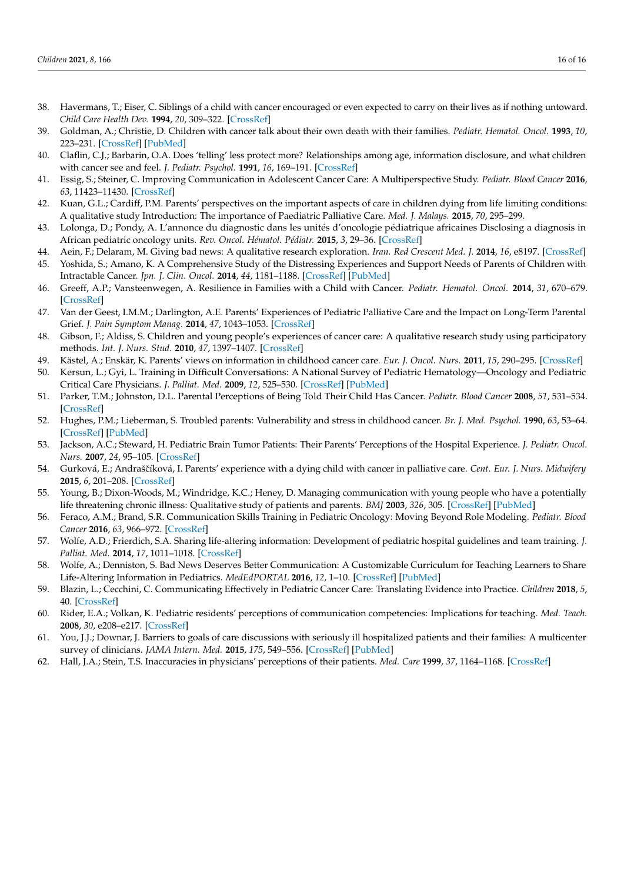38. Havermans, T.; Eiser, C. Siblings of a child with cancer encouraged or even expected to carry on their lives as if nothing untoward. *Child Care Health Dev.* **1994**, *20*, 309–322. [CrossRef]
39. Goldman, A.; Christie, D. Children with cancer talk about their own death with their families. *Pediatr. Hematol. Oncol.* **1993**, *10*, 223–231. [CrossRef] [PubMed]
40. Claflin, C.J.; Barbarin, O.A. Does 'telling' less protect more? Relationships among age, information disclosure, and what children with cancer see and feel. *J. Pediatr. Psychol.* **1991**, *16*, 169–191. [CrossRef]
41. Essig, S.; Steiner, C. Improving Communication in Adolescent Cancer Care: A Multiperspective Study. *Pediatr. Blood Cancer* **2016**, *63*, 11423–11430. [CrossRef]
42. Kuan, G.L.; Cardiff, P.M. Parents' perspectives on the important aspects of care in children dying from life limiting conditions: A qualitative study Introduction: The importance of Paediatric Palliative Care. *Med. J. Malays.* **2015**, *70*, 295–299.
43. Lolonga, D.; Pondy, A. L'annonce du diagnostic dans les unités d'oncologie pédiatrique africaines Disclosing a diagnosis in African pediatric oncology units. *Rev. Oncol. Hématol. Pédiatr.* **2015**, *3*, 29–36. [CrossRef]
44. Aein, F.; Delaram, M. Giving bad news: A qualitative research exploration. *Iran. Red Crescent Med. J.* **2014**, *16*, e8197. [CrossRef]
45. Yoshida, S.; Amano, K. A Comprehensive Study of the Distressing Experiences and Support Needs of Parents of Children with Intractable Cancer. *Jpn. J. Clin. Oncol.* **2014**, *44*, 1181–1188. [CrossRef] [PubMed]
46. Greeff, A.P.; Vansteenwegen, A. Resilience in Families with a Child with Cancer. *Pediatr. Hematol. Oncol.* **2014**, *31*, 670–679. [CrossRef]
47. Van der Geest, I.M.M.; Darlington, A.E. Parents' Experiences of Pediatric Palliative Care and the Impact on Long-Term Parental Grief. *J. Pain Symptom Manag.* **2014**, *47*, 1043–1053. [CrossRef]
48. Gibson, F.; Aldiss, S. Children and young people's experiences of cancer care: A qualitative research study using participatory methods. *Int. J. Nurs. Stud.* **2010**, *47*, 1397–1407. [CrossRef]
49. Kästel, A.; Enskär, K. Parents' views on information in childhood cancer care. *Eur. J. Oncol. Nurs.* **2011**, *15*, 290–295. [CrossRef]
50. Kersun, L.; Gyi, L. Training in Difficult Conversations: A National Survey of Pediatric Hematology—Oncology and Pediatric Critical Care Physicians. *J. Palliat. Med.* **2009**, *12*, 525–530. [CrossRef] [PubMed]
51. Parker, T.M.; Johnston, D.L. Parental Perceptions of Being Told Their Child Has Cancer. *Pediatr. Blood Cancer* **2008**, *51*, 531–534. [CrossRef]
52. Hughes, P.M.; Lieberman, S. Troubled parents: Vulnerability and stress in childhood cancer. *Br. J. Med. Psychol.* **1990**, *63*, 53–64. [CrossRef] [PubMed]
53. Jackson, A.C.; Steward, H. Pediatric Brain Tumor Patients: Their Parents' Perceptions of the Hospital Experience. *J. Pediatr. Oncol. Nurs.* **2007**, *24*, 95–105. [CrossRef]
54. Gurková, E.; Andraščíková, I. Parents' experience with a dying child with cancer in palliative care. *Cent. Eur. J. Nurs. Midwifery* **2015**, *6*, 201–208. [CrossRef]
55. Young, B.; Dixon-Woods, M.; Windridge, K.C.; Heney, D. Managing communication with young people who have a potentially life threatening chronic illness: Qualitative study of patients and parents. *BMJ* **2003**, *326*, 305. [CrossRef] [PubMed]
56. Feraco, A.M.; Brand, S.R. Communication Skills Training in Pediatric Oncology: Moving Beyond Role Modeling. *Pediatr. Blood Cancer* **2016**, *63*, 966–972. [CrossRef]
57. Wolfe, A.D.; Frierdich, S.A. Sharing life-altering information: Development of pediatric hospital guidelines and team training. *J. Palliat. Med.* **2014**, *17*, 1011–1018. [CrossRef]
58. Wolfe, A.; Denniston, S. Bad News Deserves Better Communication: A Customizable Curriculum for Teaching Learners to Share Life-Altering Information in Pediatrics. *MedEdPORTAL* **2016**, *12*, 1–10. [CrossRef] [PubMed]
59. Blazin, L.; Cecchini, C. Communicating Effectively in Pediatric Cancer Care: Translating Evidence into Practice. *Children* **2018**, *5*, 40. [CrossRef]
60. Rider, E.A.; Volkan, K. Pediatric residents' perceptions of communication competencies: Implications for teaching. *Med. Teach.* **2008**, *30*, e208–e217. [CrossRef]
61. You, J.J.; Downar, J. Barriers to goals of care discussions with seriously ill hospitalized patients and their families: A multicenter survey of clinicians. *JAMA Intern. Med.* **2015**, *175*, 549–556. [CrossRef] [PubMed]
62. Hall, J.A.; Stein, T.S. Inaccuracies in physicians' perceptions of their patients. *Med. Care* **1999**, *37*, 1164–1168. [CrossRef]